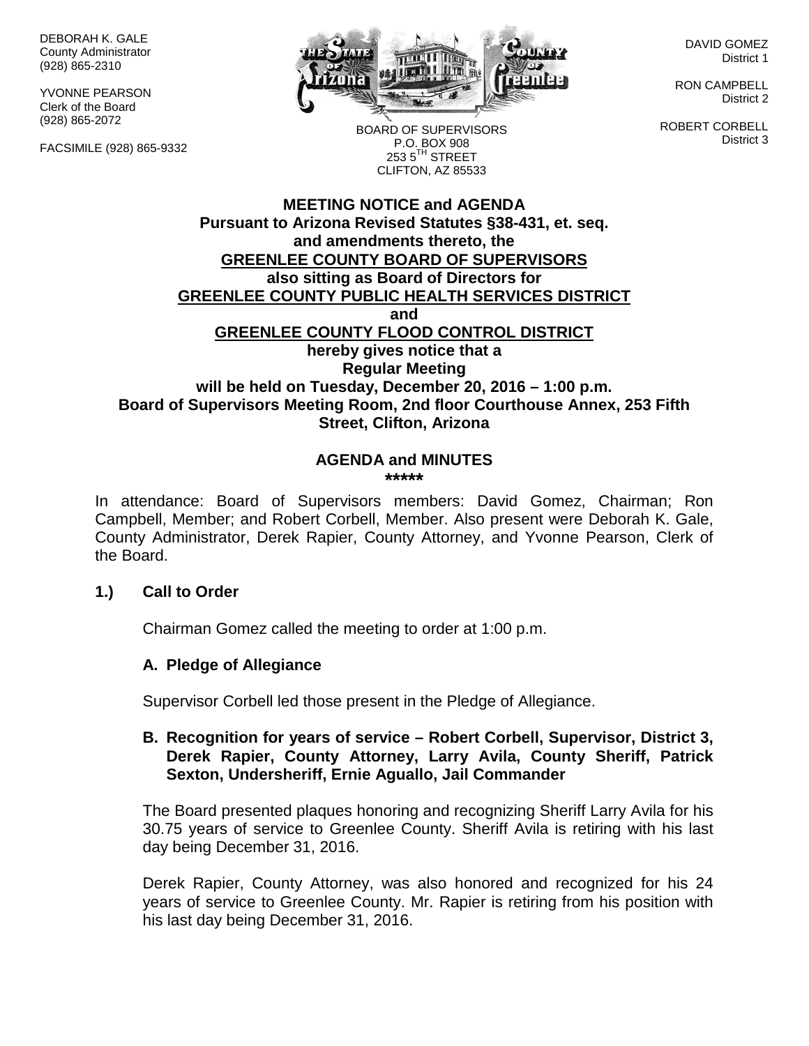DEBORAH K. GALE
County Administrator
(928) 865-2310

YVONNE PEARSON
Clerk of the Board
(928) 865-2072

FACSIMILE (928) 865-9332

BOARD OF SUPERVISORS
P.O. BOX 908
253 5TH STREET
CLIFTON, AZ 85533

DAVID GOMEZ
District 1

RON CAMPBELL
District 2

ROBERT CORBELL
District 3

**MEETING NOTICE and AGENDA**
**Pursuant to Arizona Revised Statutes §38-431, et. seq.**
**and amendments thereto, the**
**GREENLEE COUNTY BOARD OF SUPERVISORS**
**also sitting as Board of Directors for**
**GREENLEE COUNTY PUBLIC HEALTH SERVICES DISTRICT**
**and**
**GREENLEE COUNTY FLOOD CONTROL DISTRICT**
**hereby gives notice that a**
**Regular Meeting**
**will be held on Tuesday, December 20, 2016 – 1:00 p.m.**
**Board of Supervisors Meeting Room, 2nd floor Courthouse Annex, 253 Fifth Street, Clifton, Arizona**

**AGENDA and MINUTES**
**\*\*\*\*\***

In attendance: Board of Supervisors members: David Gomez, Chairman; Ron Campbell, Member; and Robert Corbell, Member. Also present were Deborah K. Gale, County Administrator, Derek Rapier, County Attorney, and Yvonne Pearson, Clerk of the Board.

**1.) Call to Order**

Chairman Gomez called the meeting to order at 1:00 p.m.

**A. Pledge of Allegiance**

Supervisor Corbell led those present in the Pledge of Allegiance.

**B. Recognition for years of service – Robert Corbell, Supervisor, District 3, Derek Rapier, County Attorney, Larry Avila, County Sheriff, Patrick Sexton, Undersheriff, Ernie Aguallo, Jail Commander**

The Board presented plaques honoring and recognizing Sheriff Larry Avila for his 30.75 years of service to Greenlee County. Sheriff Avila is retiring with his last day being December 31, 2016.

Derek Rapier, County Attorney, was also honored and recognized for his 24 years of service to Greenlee County. Mr. Rapier is retiring from his position with his last day being December 31, 2016.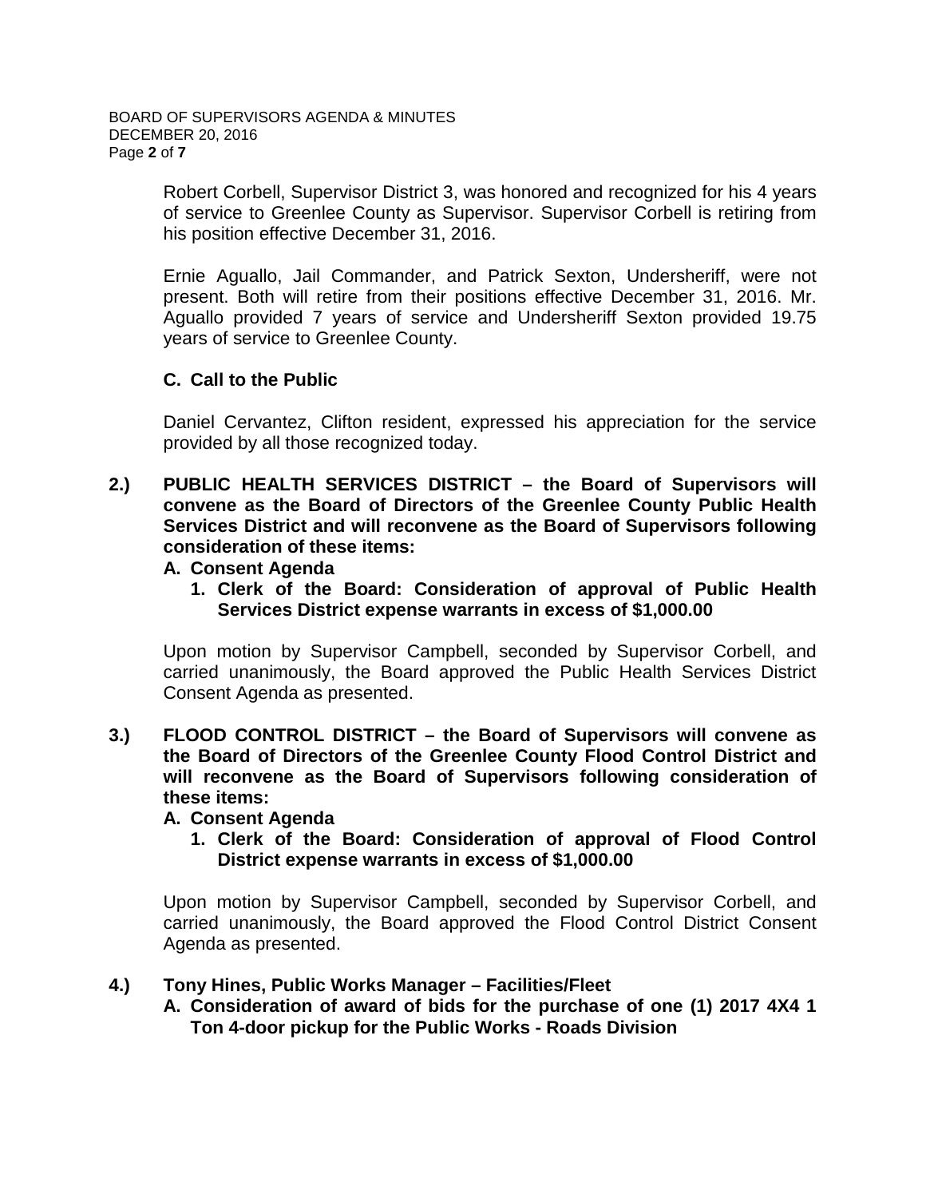Robert Corbell, Supervisor District 3, was honored and recognized for his 4 years of service to Greenlee County as Supervisor. Supervisor Corbell is retiring from his position effective December 31, 2016.

Ernie Aguallo, Jail Commander, and Patrick Sexton, Undersheriff, were not present. Both will retire from their positions effective December 31, 2016. Mr. Aguallo provided 7 years of service and Undersheriff Sexton provided 19.75 years of service to Greenlee County.

**C. Call to the Public**

Daniel Cervantez, Clifton resident, expressed his appreciation for the service provided by all those recognized today.

**2.) PUBLIC HEALTH SERVICES DISTRICT – the Board of Supervisors will convene as the Board of Directors of the Greenlee County Public Health Services District and will reconvene as the Board of Supervisors following consideration of these items:**

**A. Consent Agenda**

**1. Clerk of the Board: Consideration of approval of Public Health Services District expense warrants in excess of $1,000.00**

Upon motion by Supervisor Campbell, seconded by Supervisor Corbell, and carried unanimously, the Board approved the Public Health Services District Consent Agenda as presented.

**3.) FLOOD CONTROL DISTRICT – the Board of Supervisors will convene as the Board of Directors of the Greenlee County Flood Control District and will reconvene as the Board of Supervisors following consideration of these items:**

**A. Consent Agenda**

**1. Clerk of the Board: Consideration of approval of Flood Control District expense warrants in excess of $1,000.00**

Upon motion by Supervisor Campbell, seconded by Supervisor Corbell, and carried unanimously, the Board approved the Flood Control District Consent Agenda as presented.

**4.) Tony Hines, Public Works Manager – Facilities/Fleet**

**A. Consideration of award of bids for the purchase of one (1) 2017 4X4 1 Ton 4-door pickup for the Public Works - Roads Division**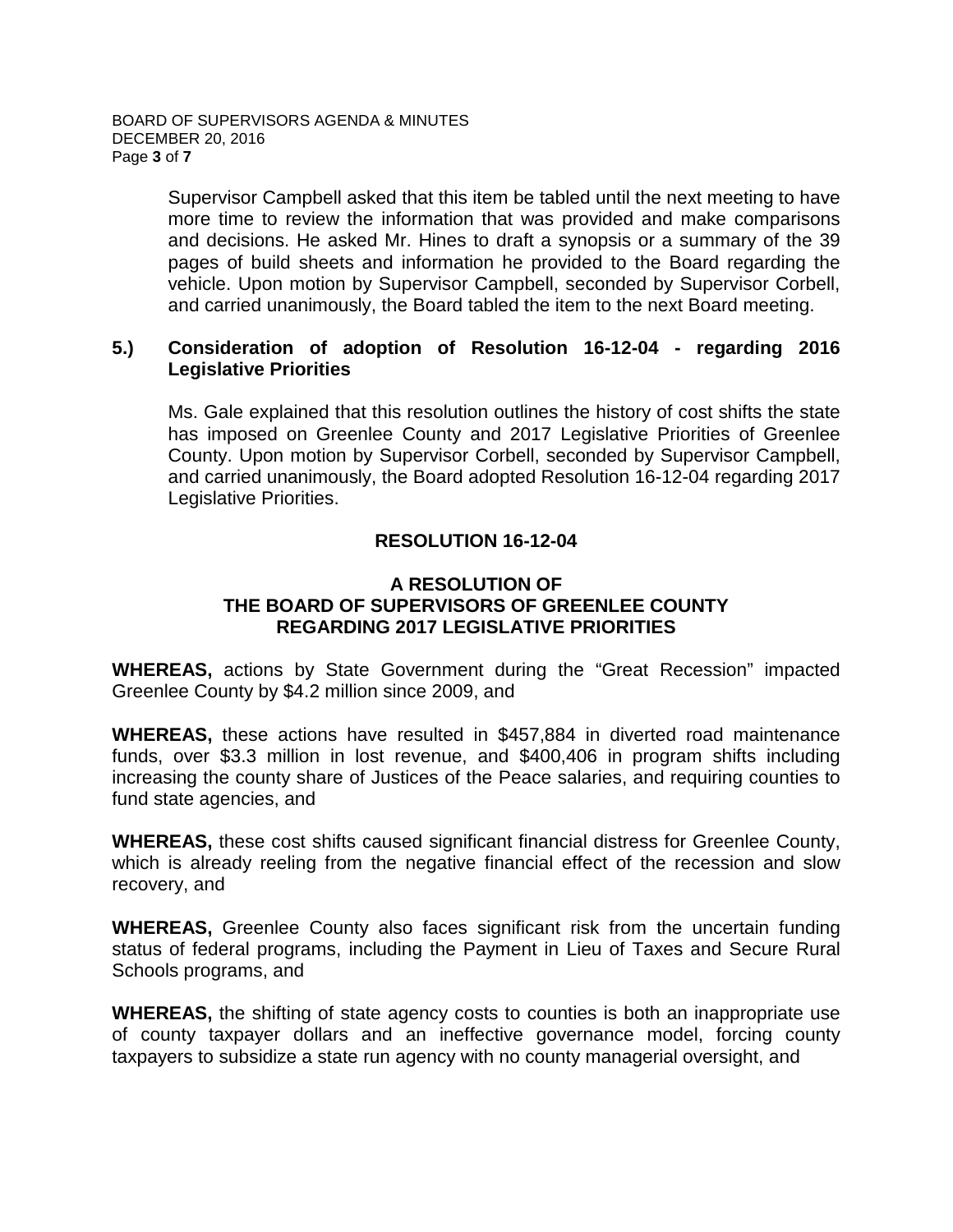Supervisor Campbell asked that this item be tabled until the next meeting to have more time to review the information that was provided and make comparisons and decisions. He asked Mr. Hines to draft a synopsis or a summary of the 39 pages of build sheets and information he provided to the Board regarding the vehicle. Upon motion by Supervisor Campbell, seconded by Supervisor Corbell, and carried unanimously, the Board tabled the item to the next Board meeting.

**5.) Consideration of adoption of Resolution 16-12-04 - regarding 2016 Legislative Priorities**

Ms. Gale explained that this resolution outlines the history of cost shifts the state has imposed on Greenlee County and 2017 Legislative Priorities of Greenlee County. Upon motion by Supervisor Corbell, seconded by Supervisor Campbell, and carried unanimously, the Board adopted Resolution 16-12-04 regarding 2017 Legislative Priorities.

**RESOLUTION 16-12-04**

**A RESOLUTION OF
THE BOARD OF SUPERVISORS OF GREENLEE COUNTY
REGARDING 2017 LEGISLATIVE PRIORITIES**

**WHEREAS,** actions by State Government during the "Great Recession" impacted Greenlee County by $4.2 million since 2009, and

**WHEREAS,** these actions have resulted in $457,884 in diverted road maintenance funds, over $3.3 million in lost revenue, and $400,406 in program shifts including increasing the county share of Justices of the Peace salaries, and requiring counties to fund state agencies, and

**WHEREAS,** these cost shifts caused significant financial distress for Greenlee County, which is already reeling from the negative financial effect of the recession and slow recovery, and

**WHEREAS,** Greenlee County also faces significant risk from the uncertain funding status of federal programs, including the Payment in Lieu of Taxes and Secure Rural Schools programs, and

**WHEREAS,** the shifting of state agency costs to counties is both an inappropriate use of county taxpayer dollars and an ineffective governance model, forcing county taxpayers to subsidize a state run agency with no county managerial oversight, and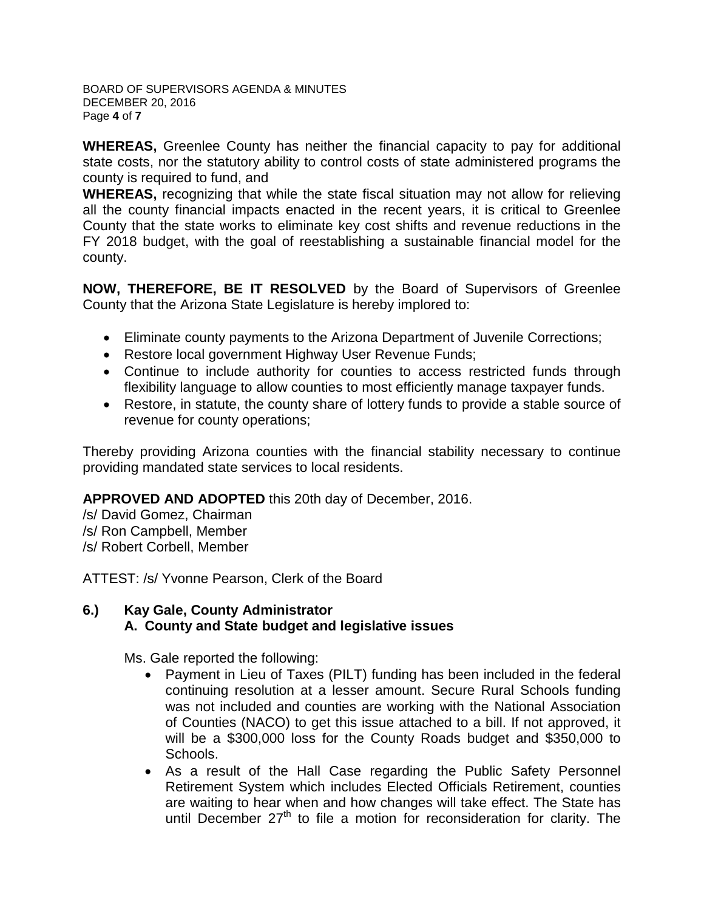**WHEREAS,** Greenlee County has neither the financial capacity to pay for additional state costs, nor the statutory ability to control costs of state administered programs the county is required to fund, and

**WHEREAS,** recognizing that while the state fiscal situation may not allow for relieving all the county financial impacts enacted in the recent years, it is critical to Greenlee County that the state works to eliminate key cost shifts and revenue reductions in the FY 2018 budget, with the goal of reestablishing a sustainable financial model for the county.

**NOW, THEREFORE, BE IT RESOLVED** by the Board of Supervisors of Greenlee County that the Arizona State Legislature is hereby implored to:

- Eliminate county payments to the Arizona Department of Juvenile Corrections;
- Restore local government Highway User Revenue Funds;
- Continue to include authority for counties to access restricted funds through flexibility language to allow counties to most efficiently manage taxpayer funds.
- Restore, in statute, the county share of lottery funds to provide a stable source of revenue for county operations;

Thereby providing Arizona counties with the financial stability necessary to continue providing mandated state services to local residents.

**APPROVED AND ADOPTED** this 20th day of December, 2016.
/s/ David Gomez, Chairman
/s/ Ron Campbell, Member
/s/ Robert Corbell, Member

ATTEST: /s/ Yvonne Pearson, Clerk of the Board

**6.) Kay Gale, County Administrator**
**A. County and State budget and legislative issues**

Ms. Gale reported the following:

- Payment in Lieu of Taxes (PILT) funding has been included in the federal continuing resolution at a lesser amount. Secure Rural Schools funding was not included and counties are working with the National Association of Counties (NACO) to get this issue attached to a bill. If not approved, it will be a $300,000 loss for the County Roads budget and $350,000 to Schools.
- As a result of the Hall Case regarding the Public Safety Personnel Retirement System which includes Elected Officials Retirement, counties are waiting to hear when and how changes will take effect. The State has until December 27th to file a motion for reconsideration for clarity. The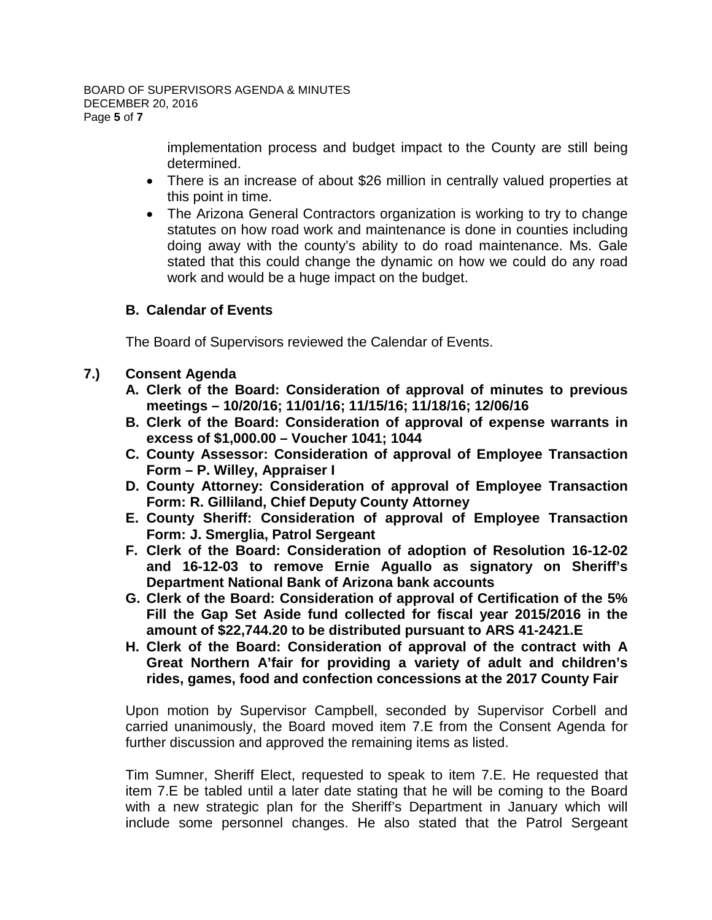implementation process and budget impact to the County are still being determined.

- There is an increase of about $26 million in centrally valued properties at this point in time.
- The Arizona General Contractors organization is working to try to change statutes on how road work and maintenance is done in counties including doing away with the county's ability to do road maintenance. Ms. Gale stated that this could change the dynamic on how we could do any road work and would be a huge impact on the budget.

**B. Calendar of Events**

The Board of Supervisors reviewed the Calendar of Events.

**7.) Consent Agenda**

**A. Clerk of the Board: Consideration of approval of minutes to previous meetings – 10/20/16; 11/01/16; 11/15/16; 11/18/16; 12/06/16**

**B. Clerk of the Board: Consideration of approval of expense warrants in excess of $1,000.00 – Voucher 1041; 1044**

**C. County Assessor: Consideration of approval of Employee Transaction Form – P. Willey, Appraiser I**

**D. County Attorney: Consideration of approval of Employee Transaction Form: R. Gilliland, Chief Deputy County Attorney**

**E. County Sheriff: Consideration of approval of Employee Transaction Form: J. Smerglia, Patrol Sergeant**

**F. Clerk of the Board: Consideration of adoption of Resolution 16-12-02 and 16-12-03 to remove Ernie Aguallo as signatory on Sheriff's Department National Bank of Arizona bank accounts**

**G. Clerk of the Board: Consideration of approval of Certification of the 5% Fill the Gap Set Aside fund collected for fiscal year 2015/2016 in the amount of $22,744.20 to be distributed pursuant to ARS 41-2421.E**

**H. Clerk of the Board: Consideration of approval of the contract with A Great Northern A'fair for providing a variety of adult and children's rides, games, food and confection concessions at the 2017 County Fair**

Upon motion by Supervisor Campbell, seconded by Supervisor Corbell and carried unanimously, the Board moved item 7.E from the Consent Agenda for further discussion and approved the remaining items as listed.

Tim Sumner, Sheriff Elect, requested to speak to item 7.E. He requested that item 7.E be tabled until a later date stating that he will be coming to the Board with a new strategic plan for the Sheriff's Department in January which will include some personnel changes. He also stated that the Patrol Sergeant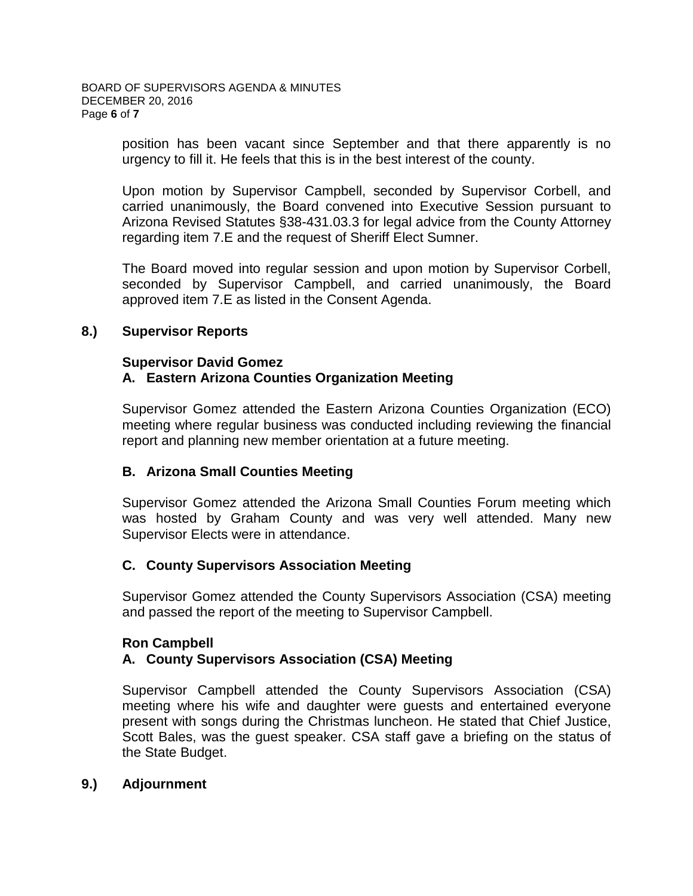position has been vacant since September and that there apparently is no urgency to fill it. He feels that this is in the best interest of the county.

Upon motion by Supervisor Campbell, seconded by Supervisor Corbell, and carried unanimously, the Board convened into Executive Session pursuant to Arizona Revised Statutes §38-431.03.3 for legal advice from the County Attorney regarding item 7.E and the request of Sheriff Elect Sumner.

The Board moved into regular session and upon motion by Supervisor Corbell, seconded by Supervisor Campbell, and carried unanimously, the Board approved item 7.E as listed in the Consent Agenda.

## 8.) Supervisor Reports

### Supervisor David Gomez

### A. Eastern Arizona Counties Organization Meeting

Supervisor Gomez attended the Eastern Arizona Counties Organization (ECO) meeting where regular business was conducted including reviewing the financial report and planning new member orientation at a future meeting.

### B. Arizona Small Counties Meeting

Supervisor Gomez attended the Arizona Small Counties Forum meeting which was hosted by Graham County and was very well attended. Many new Supervisor Elects were in attendance.

### C. County Supervisors Association Meeting

Supervisor Gomez attended the County Supervisors Association (CSA) meeting and passed the report of the meeting to Supervisor Campbell.

### Ron Campbell

### A. County Supervisors Association (CSA) Meeting

Supervisor Campbell attended the County Supervisors Association (CSA) meeting where his wife and daughter were guests and entertained everyone present with songs during the Christmas luncheon. He stated that Chief Justice, Scott Bales, was the guest speaker. CSA staff gave a briefing on the status of the State Budget.

## 9.) Adjournment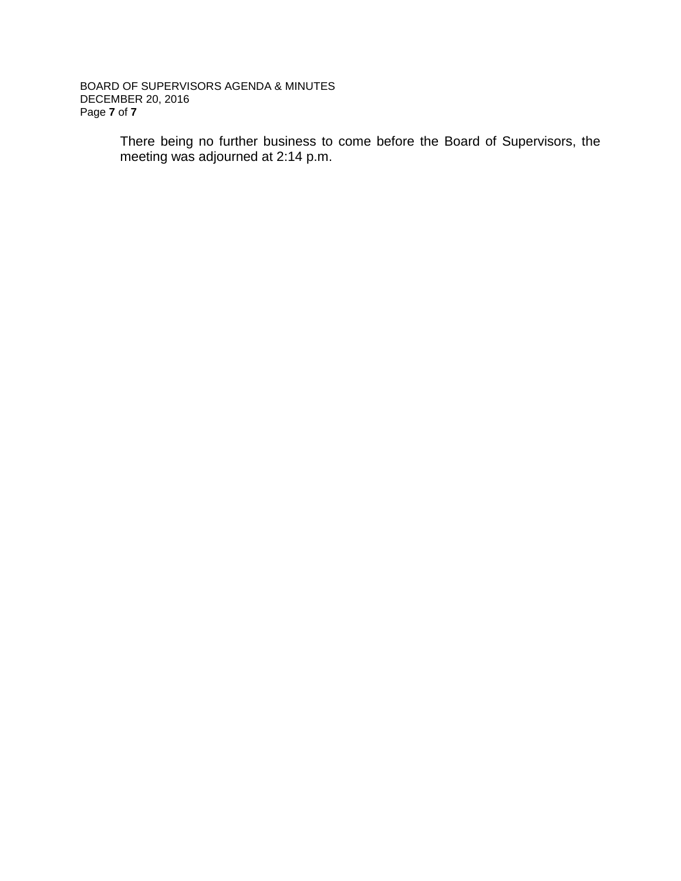There being no further business to come before the Board of Supervisors, the meeting was adjourned at 2:14 p.m.